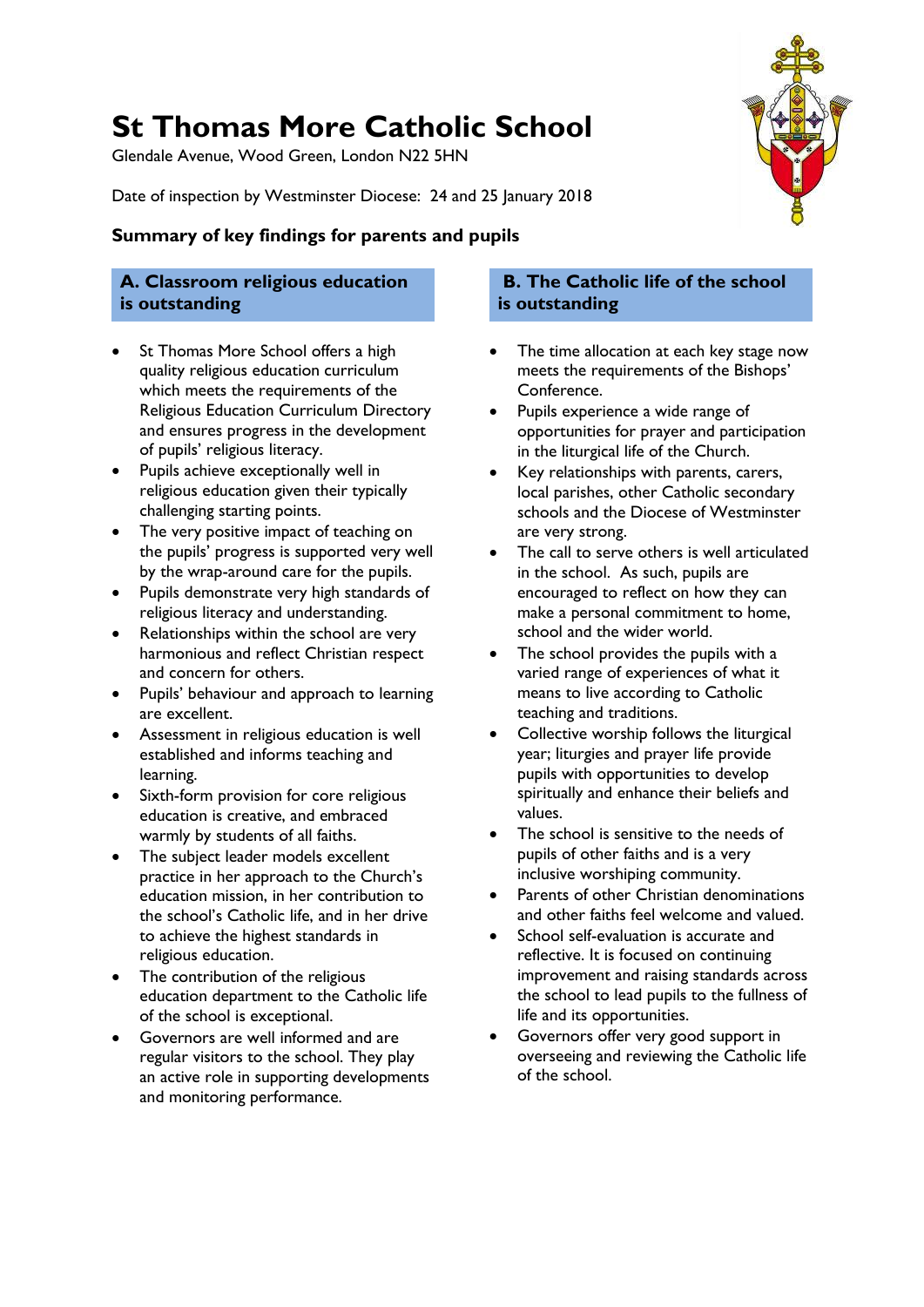# St Thomas More Catholic School

Glendale Avenue, Wood Green, London N22 5HN

Date of inspection by Westminster Diocese: 24 and 25 January 2018

## Summary of key findings for parents and pupils

### A. Classroom religious education is outstanding

- St Thomas More School offers a high quality religious education curriculum which meets the requirements of the Religious Education Curriculum Directory and ensures progress in the development of pupils' religious literacy.
- Pupils achieve exceptionally well in religious education given their typically challenging starting points.
- The very positive impact of teaching on the pupils' progress is supported very well by the wrap-around care for the pupils.
- Pupils demonstrate very high standards of religious literacy and understanding.
- Relationships within the school are very harmonious and reflect Christian respect and concern for others.
- Pupils' behaviour and approach to learning are excellent.
- Assessment in religious education is well established and informs teaching and learning.
- Sixth-form provision for core religious education is creative, and embraced warmly by students of all faiths.
- The subject leader models excellent practice in her approach to the Church's education mission, in her contribution to the school's Catholic life, and in her drive to achieve the highest standards in religious education.
- The contribution of the religious education department to the Catholic life of the school is exceptional.
- Governors are well informed and are regular visitors to the school. They play an active role in supporting developments and monitoring performance.

### B. The Catholic life of the school is outstanding

- The time allocation at each key stage now meets the requirements of the Bishops' Conference.
- Pupils experience a wide range of opportunities for prayer and participation in the liturgical life of the Church.
- Key relationships with parents, carers, local parishes, other Catholic secondary schools and the Diocese of Westminster are very strong.
- The call to serve others is well articulated in the school. As such, pupils are encouraged to reflect on how they can make a personal commitment to home, school and the wider world.
- The school provides the pupils with a varied range of experiences of what it means to live according to Catholic teaching and traditions.
- Collective worship follows the liturgical year; liturgies and prayer life provide pupils with opportunities to develop spiritually and enhance their beliefs and values.
- The school is sensitive to the needs of pupils of other faiths and is a very inclusive worshiping community.
- Parents of other Christian denominations and other faiths feel welcome and valued.
- School self-evaluation is accurate and reflective. It is focused on continuing improvement and raising standards across the school to lead pupils to the fullness of life and its opportunities.
- Governors offer very good support in overseeing and reviewing the Catholic life of the school.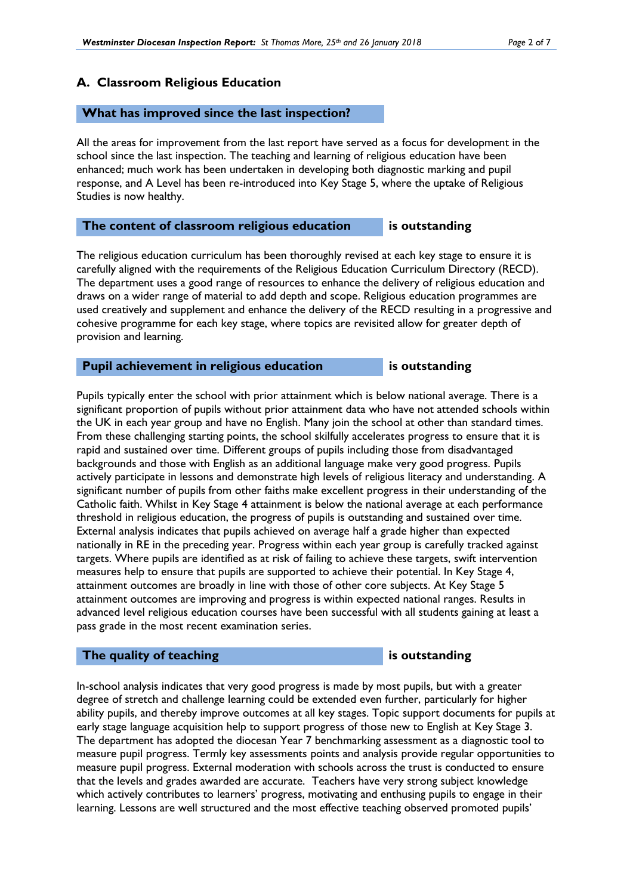## A. Classroom Religious Education

### What has improved since the last inspection?

All the areas for improvement from the last report have served as a focus for development in the school since the last inspection. The teaching and learning of religious education have been enhanced; much work has been undertaken in developing both diagnostic marking and pupil response, and A Level has been re-introduced into Key Stage 5, where the uptake of Religious Studies is now healthy.

### The content of classroom religious education **is outstanding**

The religious education curriculum has been thoroughly revised at each key stage to ensure it is carefully aligned with the requirements of the Religious Education Curriculum Directory (RECD). The department uses a good range of resources to enhance the delivery of religious education and draws on a wider range of material to add depth and scope. Religious education programmes are used creatively and supplement and enhance the delivery of the RECD resulting in a progressive and cohesive programme for each key stage, where topics are revisited allow for greater depth of provision and learning.

### Pupil achievement in religious education **is outstanding**

Pupils typically enter the school with prior attainment which is below national average. There is a significant proportion of pupils without prior attainment data who have not attended schools within the UK in each year group and have no English. Many join the school at other than standard times. From these challenging starting points, the school skilfully accelerates progress to ensure that it is rapid and sustained over time. Different groups of pupils including those from disadvantaged backgrounds and those with English as an additional language make very good progress. Pupils actively participate in lessons and demonstrate high levels of religious literacy and understanding. A significant number of pupils from other faiths make excellent progress in their understanding of the Catholic faith. Whilst in Key Stage 4 attainment is below the national average at each performance threshold in religious education, the progress of pupils is outstanding and sustained over time. External analysis indicates that pupils achieved on average half a grade higher than expected nationally in RE in the preceding year. Progress within each year group is carefully tracked against targets. Where pupils are identified as at risk of failing to achieve these targets, swift intervention measures help to ensure that pupils are supported to achieve their potential. In Key Stage 4, attainment outcomes are broadly in line with those of other core subjects. At Key Stage 5 attainment outcomes are improving and progress is within expected national ranges. Results in advanced level religious education courses have been successful with all students gaining at least a pass grade in the most recent examination series.

### The quality of teaching **is outstanding**

In-school analysis indicates that very good progress is made by most pupils, but with a greater degree of stretch and challenge learning could be extended even further, particularly for higher ability pupils, and thereby improve outcomes at all key stages. Topic support documents for pupils at early stage language acquisition help to support progress of those new to English at Key Stage 3. The department has adopted the diocesan Year 7 benchmarking assessment as a diagnostic tool to measure pupil progress. Termly key assessments points and analysis provide regular opportunities to measure pupil progress. External moderation with schools across the trust is conducted to ensure that the levels and grades awarded are accurate. Teachers have very strong subject knowledge which actively contributes to learners' progress, motivating and enthusing pupils to engage in their learning. Lessons are well structured and the most effective teaching observed promoted pupils'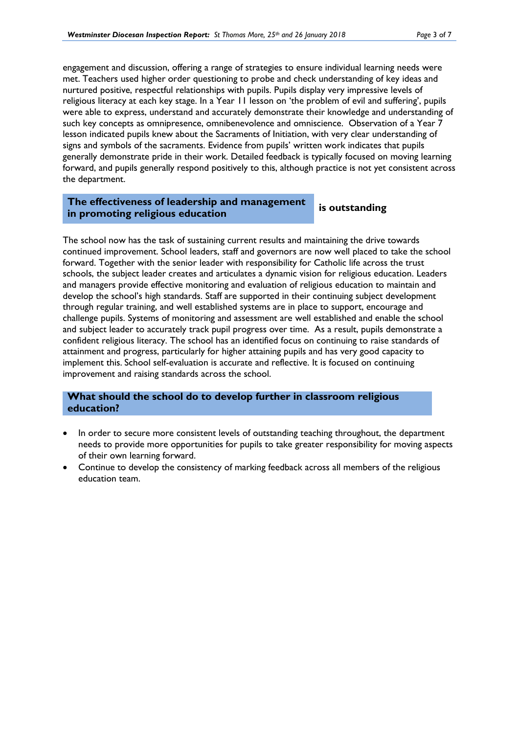engagement and discussion, offering a range of strategies to ensure individual learning needs were met. Teachers used higher order questioning to probe and check understanding of key ideas and nurtured positive, respectful relationships with pupils. Pupils display very impressive levels of religious literacy at each key stage. In a Year 11 lesson on 'the problem of evil and suffering', pupils were able to express, understand and accurately demonstrate their knowledge and understanding of such key concepts as omnipresence, omnibenevolence and omniscience. Observation of a Year 7 lesson indicated pupils knew about the Sacraments of Initiation, with very clear understanding of signs and symbols of the sacraments. Evidence from pupils' written work indicates that pupils generally demonstrate pride in their work. Detailed feedback is typically focused on moving learning forward, and pupils generally respond positively to this, although practice is not yet consistent across the department.

## The effectiveness of leadership and management in promoting religious education **is outstanding**

The school now has the task of sustaining current results and maintaining the drive towards continued improvement. School leaders, staff and governors are now well placed to take the school forward. Together with the senior leader with responsibility for Catholic life across the trust schools, the subject leader creates and articulates a dynamic vision for religious education. Leaders and managers provide effective monitoring and evaluation of religious education to maintain and develop the school's high standards. Staff are supported in their continuing subject development through regular training, and well established systems are in place to support, encourage and challenge pupils. Systems of monitoring and assessment are well established and enable the school and subject leader to accurately track pupil progress over time. As a result, pupils demonstrate a confident religious literacy. The school has an identified focus on continuing to raise standards of attainment and progress, particularly for higher attaining pupils and has very good capacity to implement this. School self-evaluation is accurate and reflective. It is focused on continuing improvement and raising standards across the school.

## What should the school do to develop further in classroom religious education?

- In order to secure more consistent levels of outstanding teaching throughout, the department needs to provide more opportunities for pupils to take greater responsibility for moving aspects of their own learning forward.
- Continue to develop the consistency of marking feedback across all members of the religious education team.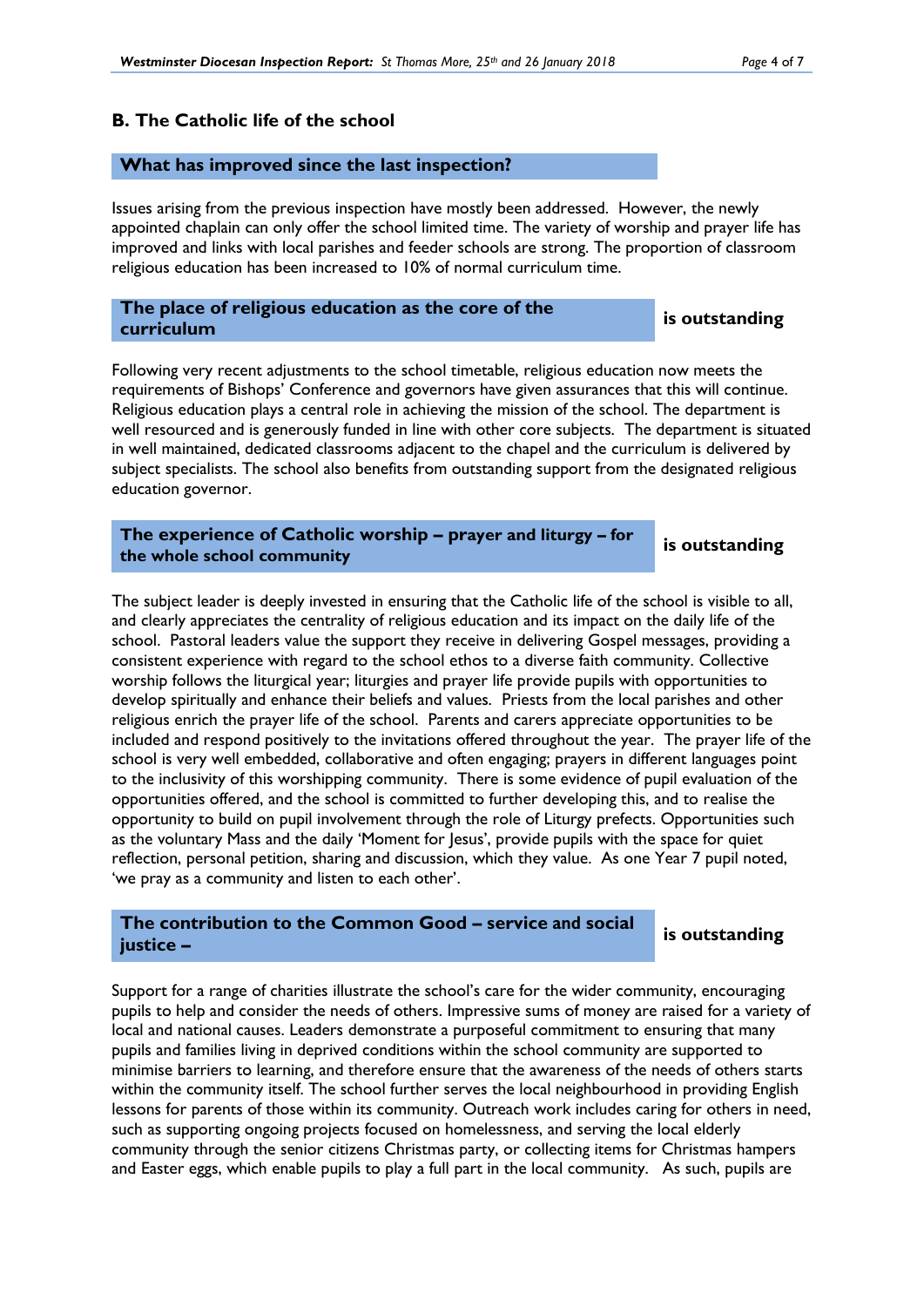## B. The Catholic life of the school

### What has improved since the last inspection?

Issues arising from the previous inspection have mostly been addressed. However, the newly appointed chaplain can only offer the school limited time. The variety of worship and prayer life has improved and links with local parishes and feeder schools are strong. The proportion of classroom religious education has been increased to 10% of normal curriculum time.

### The place of religious education as the core of the curriculum — is outstanding

Following very recent adjustments to the school timetable, religious education now meets the requirements of Bishops' Conference and governors have given assurances that this will continue. Religious education plays a central role in achieving the mission of the school. The department is well resourced and is generously funded in line with other core subjects. The department is situated in well maintained, dedicated classrooms adjacent to the chapel and the curriculum is delivered by subject specialists. The school also benefits from outstanding support from the designated religious education governor.

### The experience of Catholic worship – prayer and liturgy – for the whole school community — is outstanding

The subject leader is deeply invested in ensuring that the Catholic life of the school is visible to all, and clearly appreciates the centrality of religious education and its impact on the daily life of the school. Pastoral leaders value the support they receive in delivering Gospel messages, providing a consistent experience with regard to the school ethos to a diverse faith community. Collective worship follows the liturgical year; liturgies and prayer life provide pupils with opportunities to develop spiritually and enhance their beliefs and values. Priests from the local parishes and other religious enrich the prayer life of the school. Parents and carers appreciate opportunities to be included and respond positively to the invitations offered throughout the year. The prayer life of the school is very well embedded, collaborative and often engaging; prayers in different languages point to the inclusivity of this worshipping community. There is some evidence of pupil evaluation of the opportunities offered, and the school is committed to further developing this, and to realise the opportunity to build on pupil involvement through the role of Liturgy prefects. Opportunities such as the voluntary Mass and the daily 'Moment for Jesus', provide pupils with the space for quiet reflection, personal petition, sharing and discussion, which they value. As one Year 7 pupil noted, 'we pray as a community and listen to each other'.

### The contribution to the Common Good – service and social justice – — is outstanding

Support for a range of charities illustrate the school's care for the wider community, encouraging pupils to help and consider the needs of others. Impressive sums of money are raised for a variety of local and national causes. Leaders demonstrate a purposeful commitment to ensuring that many pupils and families living in deprived conditions within the school community are supported to minimise barriers to learning, and therefore ensure that the awareness of the needs of others starts within the community itself. The school further serves the local neighbourhood in providing English lessons for parents of those within its community. Outreach work includes caring for others in need, such as supporting ongoing projects focused on homelessness, and serving the local elderly community through the senior citizens Christmas party, or collecting items for Christmas hampers and Easter eggs, which enable pupils to play a full part in the local community. As such, pupils are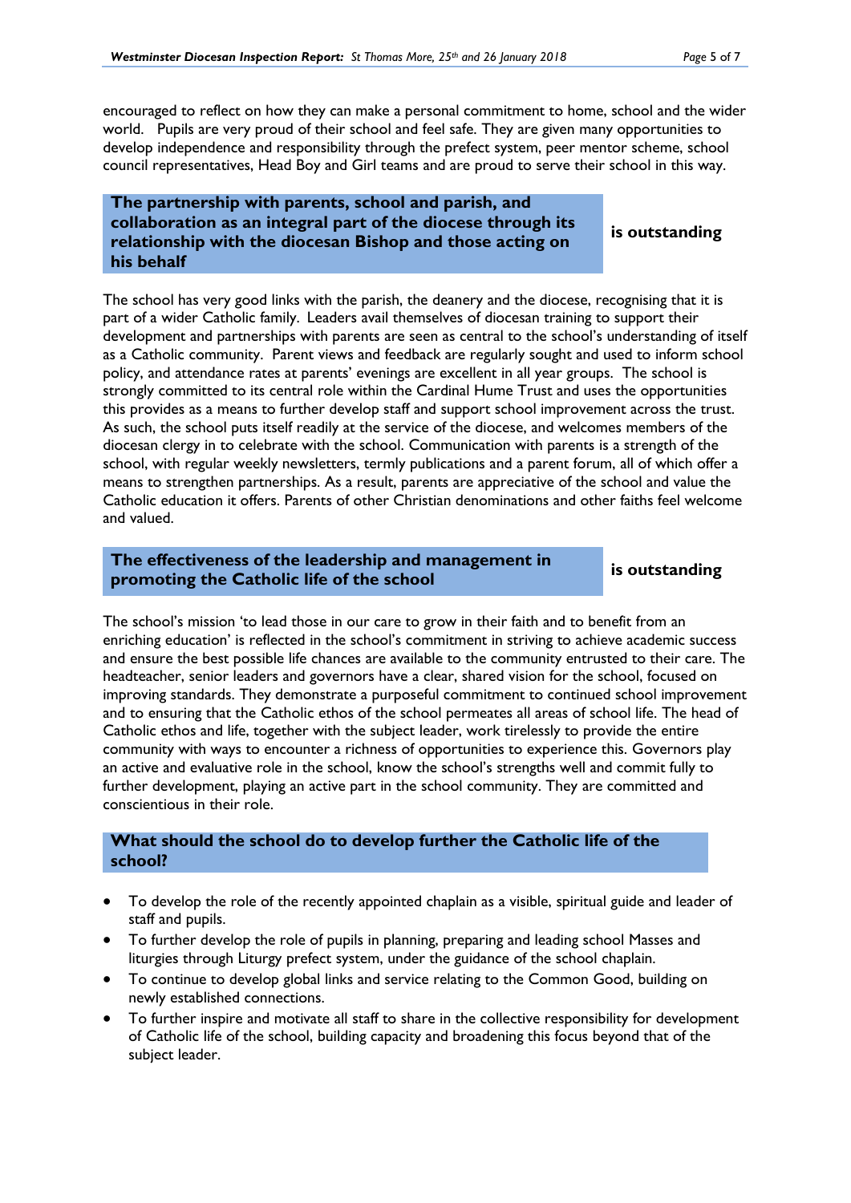encouraged to reflect on how they can make a personal commitment to home, school and the wider world. Pupils are very proud of their school and feel safe. They are given many opportunities to develop independence and responsibility through the prefect system, peer mentor scheme, school council representatives, Head Boy and Girl teams and are proud to serve their school in this way.

| **The partnership with parents, school and parish, and collaboration as an integral part of the diocese through its relationship with the diocesan Bishop and those acting on his behalf** | **is outstanding** |
|---|---|

The school has very good links with the parish, the deanery and the diocese, recognising that it is part of a wider Catholic family. Leaders avail themselves of diocesan training to support their development and partnerships with parents are seen as central to the school's understanding of itself as a Catholic community. Parent views and feedback are regularly sought and used to inform school policy, and attendance rates at parents' evenings are excellent in all year groups. The school is strongly committed to its central role within the Cardinal Hume Trust and uses the opportunities this provides as a means to further develop staff and support school improvement across the trust. As such, the school puts itself readily at the service of the diocese, and welcomes members of the diocesan clergy in to celebrate with the school. Communication with parents is a strength of the school, with regular weekly newsletters, termly publications and a parent forum, all of which offer a means to strengthen partnerships. As a result, parents are appreciative of the school and value the Catholic education it offers. Parents of other Christian denominations and other faiths feel welcome and valued.

| **The effectiveness of the leadership and management in promoting the Catholic life of the school** | **is outstanding** |
|---|---|

The school's mission 'to lead those in our care to grow in their faith and to benefit from an enriching education' is reflected in the school's commitment in striving to achieve academic success and ensure the best possible life chances are available to the community entrusted to their care. The headteacher, senior leaders and governors have a clear, shared vision for the school, focused on improving standards. They demonstrate a purposeful commitment to continued school improvement and to ensuring that the Catholic ethos of the school permeates all areas of school life. The head of Catholic ethos and life, together with the subject leader, work tirelessly to provide the entire community with ways to encounter a richness of opportunities to experience this. Governors play an active and evaluative role in the school, know the school's strengths well and commit fully to further development, playing an active part in the school community. They are committed and conscientious in their role.

## What should the school do to develop further the Catholic life of the school?

- To develop the role of the recently appointed chaplain as a visible, spiritual guide and leader of staff and pupils.
- To further develop the role of pupils in planning, preparing and leading school Masses and liturgies through Liturgy prefect system, under the guidance of the school chaplain.
- To continue to develop global links and service relating to the Common Good, building on newly established connections.
- To further inspire and motivate all staff to share in the collective responsibility for development of Catholic life of the school, building capacity and broadening this focus beyond that of the subject leader.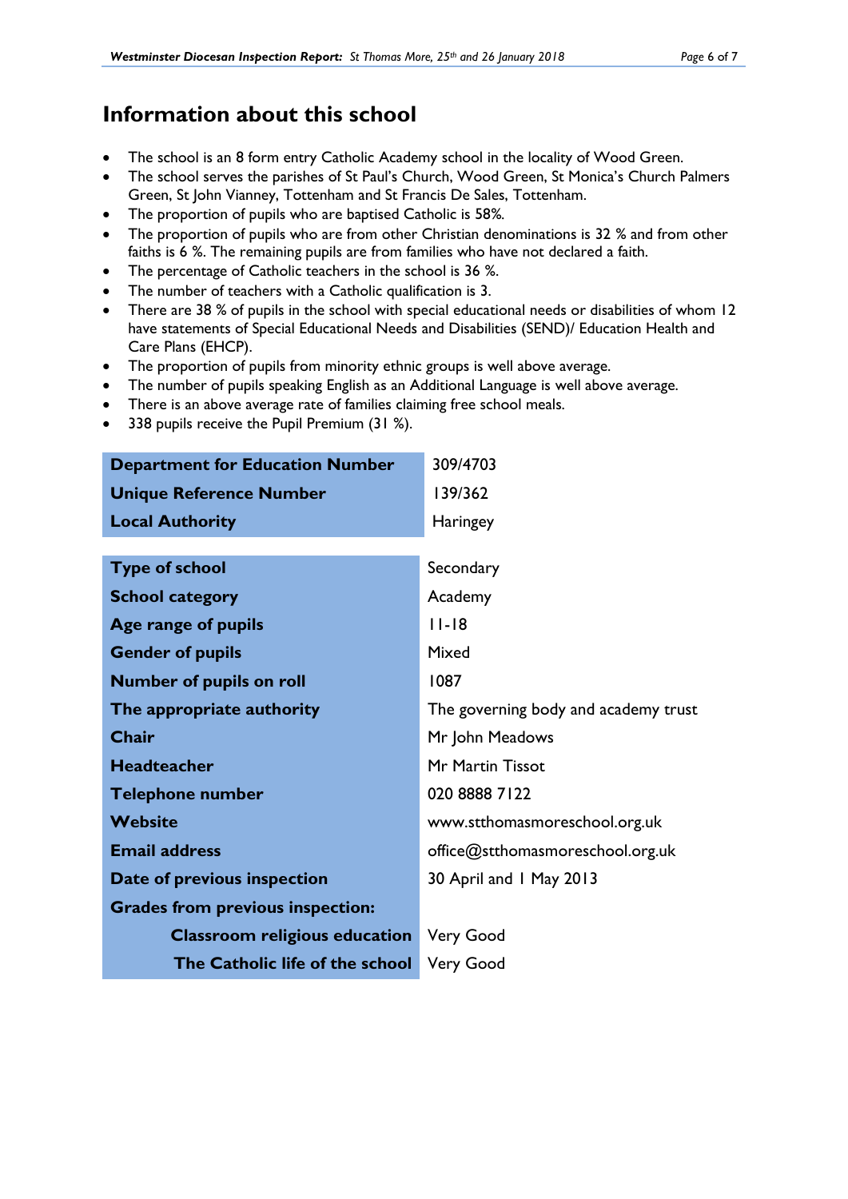# Information about this school

- The school is an 8 form entry Catholic Academy school in the locality of Wood Green.
- The school serves the parishes of St Paul's Church, Wood Green, St Monica's Church Palmers Green, St John Vianney, Tottenham and St Francis De Sales, Tottenham.
- The proportion of pupils who are baptised Catholic is 58%.
- The proportion of pupils who are from other Christian denominations is 32 % and from other faiths is 6 %. The remaining pupils are from families who have not declared a faith.
- The percentage of Catholic teachers in the school is 36 %.
- The number of teachers with a Catholic qualification is 3.
- There are 38 % of pupils in the school with special educational needs or disabilities of whom 12 have statements of Special Educational Needs and Disabilities (SEND)/ Education Health and Care Plans (EHCP).
- The proportion of pupils from minority ethnic groups is well above average.
- The number of pupils speaking English as an Additional Language is well above average.
- There is an above average rate of families claiming free school meals.
- 338 pupils receive the Pupil Premium (31 %).

| | |
|---|---|
| **Department for Education Number** | 309/4703 |
| **Unique Reference Number** | 139/362 |
| **Local Authority** | Haringey |

| | |
|---|---|
| **Type of school** | Secondary |
| **School category** | Academy |
| **Age range of pupils** | 11-18 |
| **Gender of pupils** | Mixed |
| **Number of pupils on roll** | 1087 |
| **The appropriate authority** | The governing body and academy trust |
| **Chair** | Mr John Meadows |
| **Headteacher** | Mr Martin Tissot |
| **Telephone number** | 020 8888 7122 |
| **Website** | www.stthomasmoreschool.org.uk |
| **Email address** | office@stthomasmoreschool.org.uk |
| **Date of previous inspection** | 30 April and 1 May 2013 |
| **Grades from previous inspection:** | |
| **Classroom religious education** | Very Good |
| **The Catholic life of the school** | Very Good |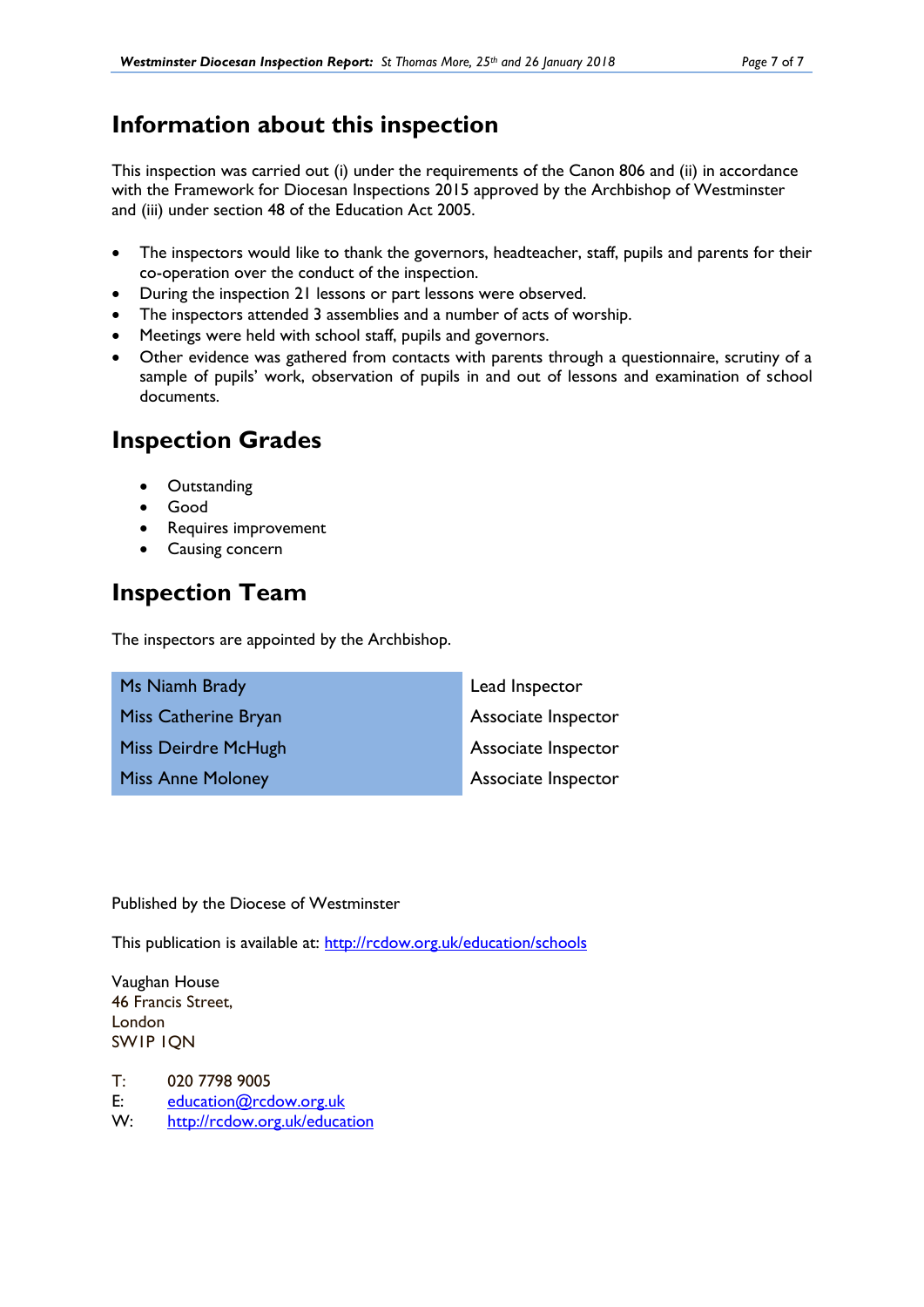# Information about this inspection

This inspection was carried out (i) under the requirements of the Canon 806 and (ii) in accordance with the Framework for Diocesan Inspections 2015 approved by the Archbishop of Westminster and (iii) under section 48 of the Education Act 2005.

- The inspectors would like to thank the governors, headteacher, staff, pupils and parents for their co-operation over the conduct of the inspection.
- During the inspection 21 lessons or part lessons were observed.
- The inspectors attended 3 assemblies and a number of acts of worship.
- Meetings were held with school staff, pupils and governors.
- Other evidence was gathered from contacts with parents through a questionnaire, scrutiny of a sample of pupils' work, observation of pupils in and out of lessons and examination of school documents.

# Inspection Grades

- Outstanding
- Good
- Requires improvement
- Causing concern

# Inspection Team

The inspectors are appointed by the Archbishop.

| | |
|---|---|
| Ms Niamh Brady | Lead Inspector |
| Miss Catherine Bryan | Associate Inspector |
| Miss Deirdre McHugh | Associate Inspector |
| Miss Anne Moloney | Associate Inspector |

Published by the Diocese of Westminster

This publication is available at: http://rcdow.org.uk/education/schools

Vaughan House
46 Francis Street,
London
SW1P 1QN

T: 020 7798 9005
E: education@rcdow.org.uk
W: http://rcdow.org.uk/education